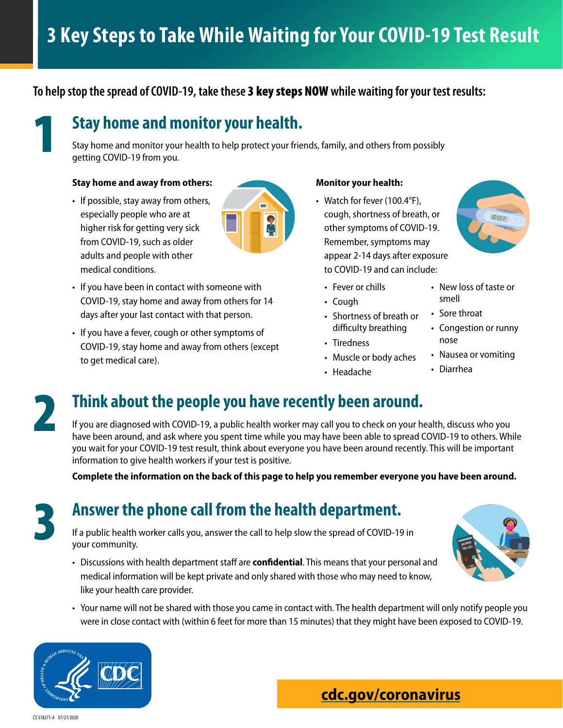# 3 Key Steps to Take While Waiting for Your COVID-19 Test Result

**To help stop the spread of COVID-19, take these 3 key steps NOW while waiting for your test results:**

## 1 Stay home and monitor your health.

Stay home and monitor your health to help protect your friends, family, and others from possibly getting COVID-19 from you.

**Stay home and away from others:**

- If possible, stay away from others, especially people who are at higher risk for getting very sick from COVID-19, such as older adults and people with other medical conditions.
- If you have been in contact with someone with COVID-19, stay home and away from others for 14 days after your last contact with that person.
- If you have a fever, cough or other symptoms of COVID-19, stay home and away from others (except to get medical care).

**Monitor your health:**

- Watch for fever (100.4°F), cough, shortness of breath, or other symptoms of COVID-19. Remember, symptoms may appear 2-14 days after exposure to COVID-19 and can include:
  - Fever or chills
  - Cough
  - Shortness of breath or difficulty breathing
  - Tiredness
  - Muscle or body aches
  - Headache
  - New loss of taste or smell
  - Sore throat
  - Congestion or runny nose
  - Nausea or vomiting
  - Diarrhea

## 2 Think about the people you have recently been around.

If you are diagnosed with COVID-19, a public health worker may call you to check on your health, discuss who you have been around, and ask where you spent time while you may have been able to spread COVID-19 to others. While you wait for your COVID-19 test result, think about everyone you have been around recently. This will be important information to give health workers if your test is positive.

**Complete the information on the back of this page to help you remember everyone you have been around.**

## 3 Answer the phone call from the health department.

If a public health worker calls you, answer the call to help slow the spread of COVID-19 in your community.

- Discussions with health department staff are **confidential**. This means that your personal and medical information will be kept private and only shared with those who may need to know, like your health care provider.
- Your name will not be shared with those you came in contact with. The health department will only notify people you were in close contact with (within 6 feet for more than 15 minutes) that they might have been exposed to COVID-19.

cdc.gov/coronavirus

CS 318271-A 07/21/2020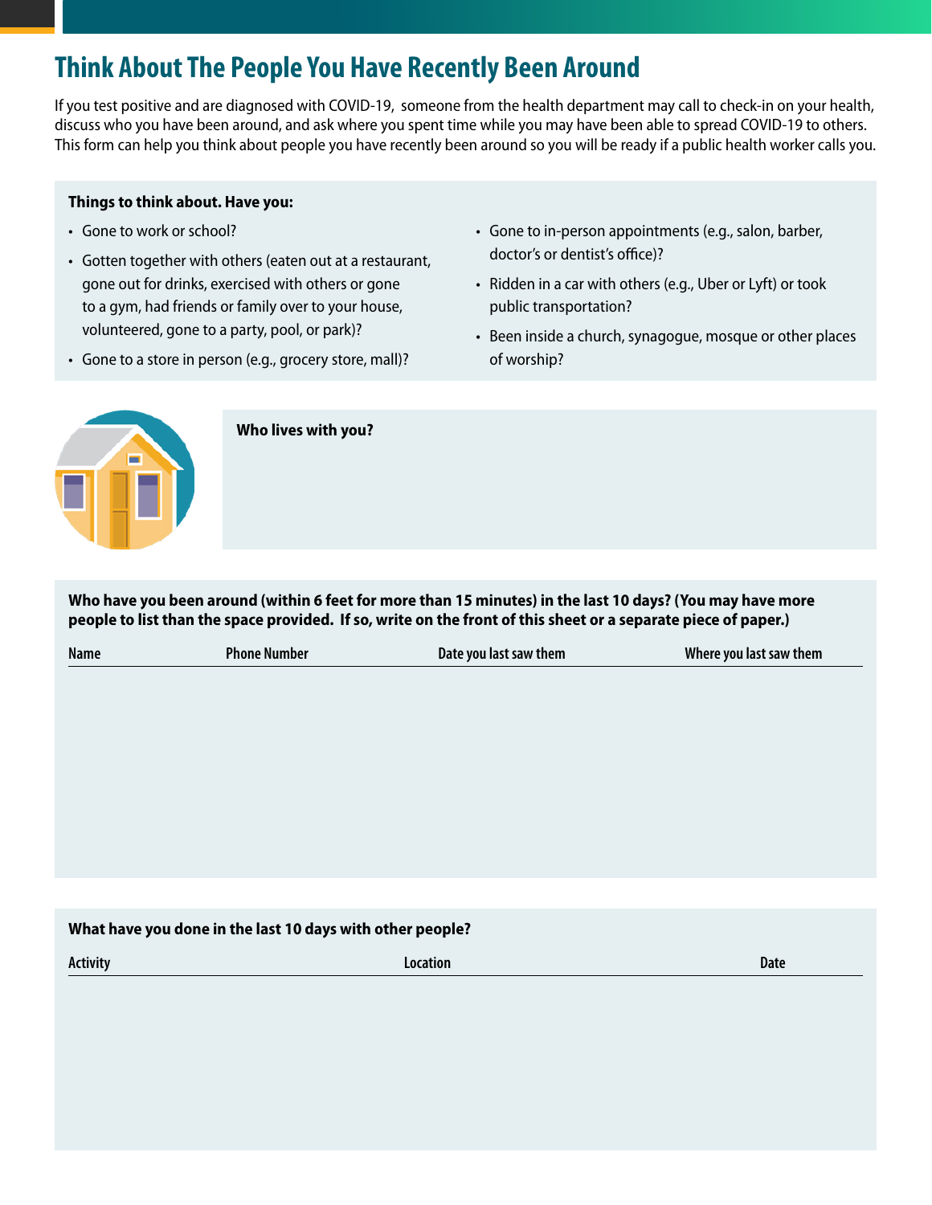# Think About The People You Have Recently Been Around

If you test positive and are diagnosed with COVID-19, someone from the health department may call to check-in on your health, discuss who you have been around, and ask where you spent time while you may have been able to spread COVID-19 to others. This form can help you think about people you have recently been around so you will be ready if a public health worker calls you.

**Things to think about. Have you:**

- Gone to work or school?
- Gotten together with others (eaten out at a restaurant, gone out for drinks, exercised with others or gone to a gym, had friends or family over to your house, volunteered, gone to a party, pool, or park)?
- Gone to a store in person (e.g., grocery store, mall)?
- Gone to in-person appointments (e.g., salon, barber, doctor's or dentist's office)?
- Ridden in a car with others (e.g., Uber or Lyft) or took public transportation?
- Been inside a church, synagogue, mosque or other places of worship?

**Who lives with you?**

**Who have you been around (within 6 feet for more than 15 minutes) in the last 10 days? (You may have more people to list than the space provided. If so, write on the front of this sheet or a separate piece of paper.)**

| Name | Phone Number | Date you last saw them | Where you last saw them |
| --- | --- | --- | --- |
| | | | |

**What have you done in the last 10 days with other people?**

| Activity | Location | Date |
| --- | --- | --- |
| | | |